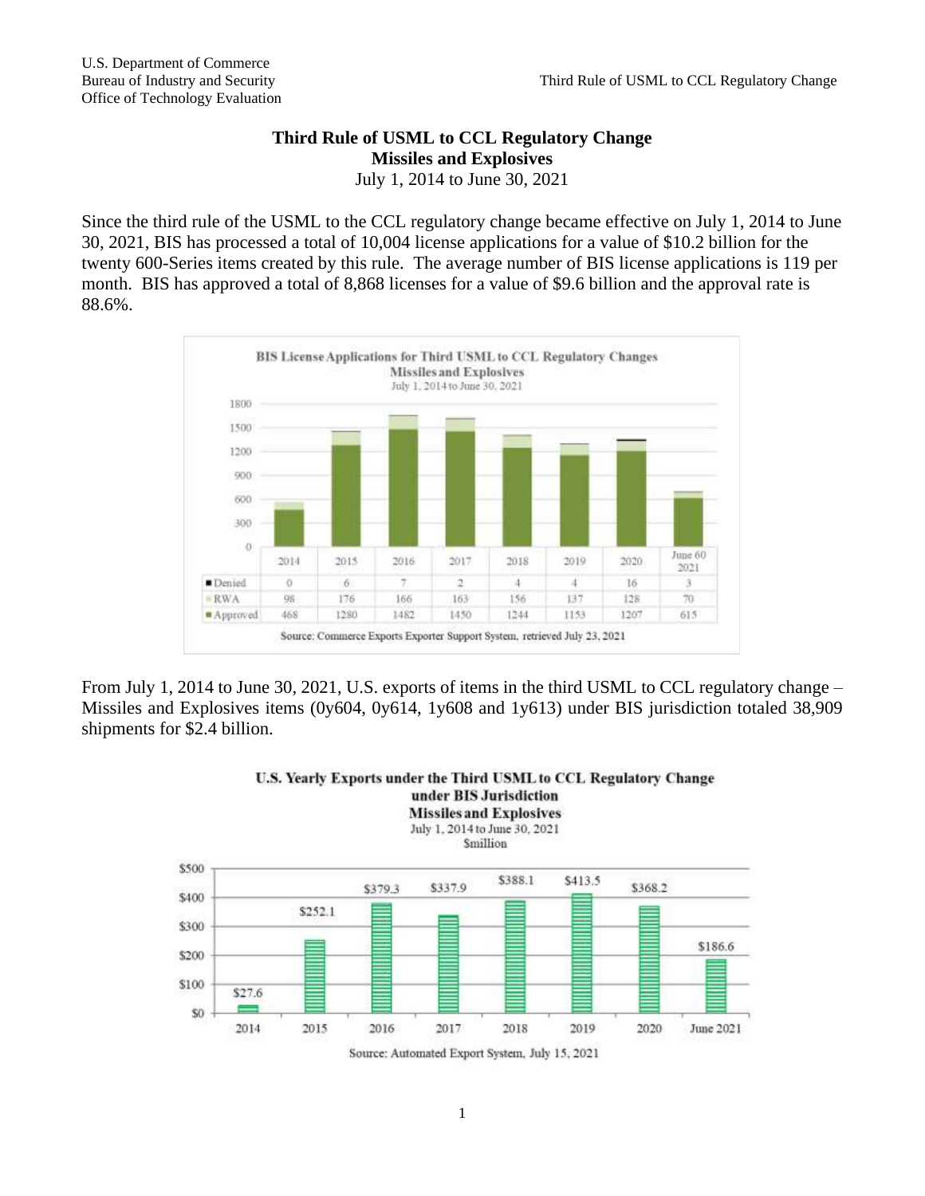U.S. Department of Commerce
Bureau of Industry and Security
Office of Technology Evaluation

# Third Rule of USML to CCL Regulatory Change
## Missiles and Explosives
July 1, 2014 to June 30, 2021

Since the third rule of the USML to the CCL regulatory change became effective on July 1, 2014 to June 30, 2021, BIS has processed a total of 10,004 license applications for a value of $10.2 billion for the twenty 600-Series items created by this rule. The average number of BIS license applications is 119 per month. BIS has approved a total of 8,868 licenses for a value of $9.6 billion and the approval rate is 88.6%.

**BIS License Applications for Third USML to CCL Regulatory Changes**
**Missiles and Explosives**
July 1, 2014 to June 30, 2021

| | 2014 | 2015 | 2016 | 2017 | 2018 | 2019 | 2020 | June 60 2021 |
|---|---|---|---|---|---|---|---|---|
| Denied | 0 | 6 | 7 | 2 | 4 | 4 | 16 | 3 |
| RWA | 98 | 176 | 166 | 163 | 156 | 137 | 128 | 70 |
| Approved | 468 | 1280 | 1482 | 1450 | 1244 | 1153 | 1207 | 615 |

Source: Commerce Exports Exporter Support System, retrieved July 23, 2021

From July 1, 2014 to June 30, 2021, U.S. exports of items in the third USML to CCL regulatory change – Missiles and Explosives items (0y604, 0y614, 1y608 and 1y613) under BIS jurisdiction totaled 38,909 shipments for $2.4 billion.

**U.S. Yearly Exports under the Third USML to CCL Regulatory Change under BIS Jurisdiction**
**Missiles and Explosives**
July 1, 2014 to June 30, 2021
$million

| 2014 | 2015 | 2016 | 2017 | 2018 | 2019 | 2020 | June 2021 |
|---|---|---|---|---|---|---|---|
| $27.6 | $252.1 | $379.3 | $337.9 | $388.1 | $413.5 | $368.2 | $186.6 |

Source: Automated Export System, July 15, 2021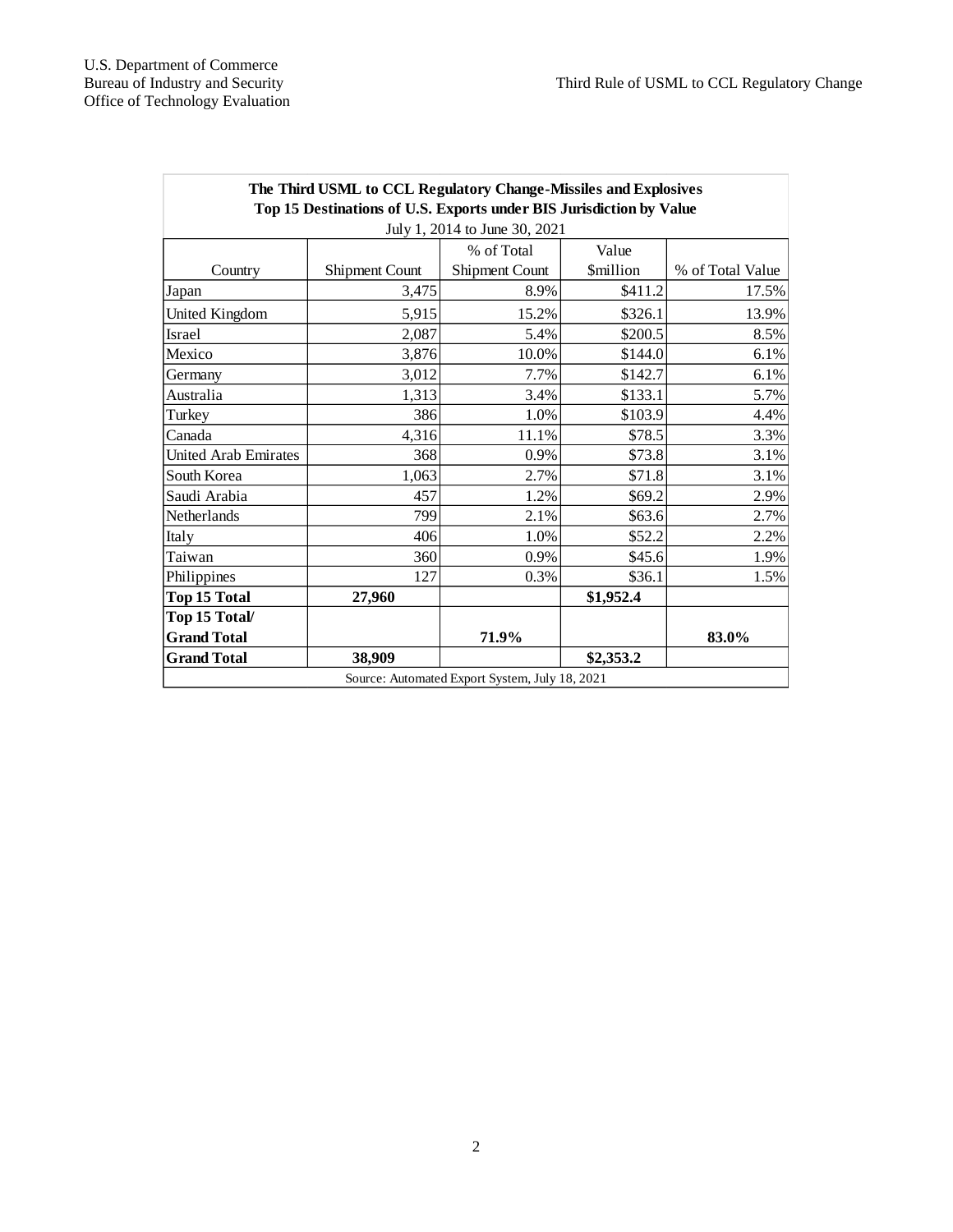| The Third USML to CCL Regulatory Change-Missiles and Explosives<br>Top 15 Destinations of U.S. Exports under BIS Jurisdiction by Value<br>July 1, 2014 to June 30, 2021 | | | | |
|---|---|---|---|---|
| Country | Shipment Count | % of Total Shipment Count | Value $million | % of Total Value |
| Japan | 3,475 | 8.9% | $411.2 | 17.5% |
| United Kingdom | 5,915 | 15.2% | $326.1 | 13.9% |
| Israel | 2,087 | 5.4% | $200.5 | 8.5% |
| Mexico | 3,876 | 10.0% | $144.0 | 6.1% |
| Germany | 3,012 | 7.7% | $142.7 | 6.1% |
| Australia | 1,313 | 3.4% | $133.1 | 5.7% |
| Turkey | 386 | 1.0% | $103.9 | 4.4% |
| Canada | 4,316 | 11.1% | $78.5 | 3.3% |
| United Arab Emirates | 368 | 0.9% | $73.8 | 3.1% |
| South Korea | 1,063 | 2.7% | $71.8 | 3.1% |
| Saudi Arabia | 457 | 1.2% | $69.2 | 2.9% |
| Netherlands | 799 | 2.1% | $63.6 | 2.7% |
| Italy | 406 | 1.0% | $52.2 | 2.2% |
| Taiwan | 360 | 0.9% | $45.6 | 1.9% |
| Philippines | 127 | 0.3% | $36.1 | 1.5% |
| **Top 15 Total** | **27,960** | | **$1,952.4** | |
| **Top 15 Total/ Grand Total** | | **71.9%** | | **83.0%** |
| **Grand Total** | **38,909** | | **$2,353.2** | |
| Source: Automated Export System, July 18, 2021 | | | | |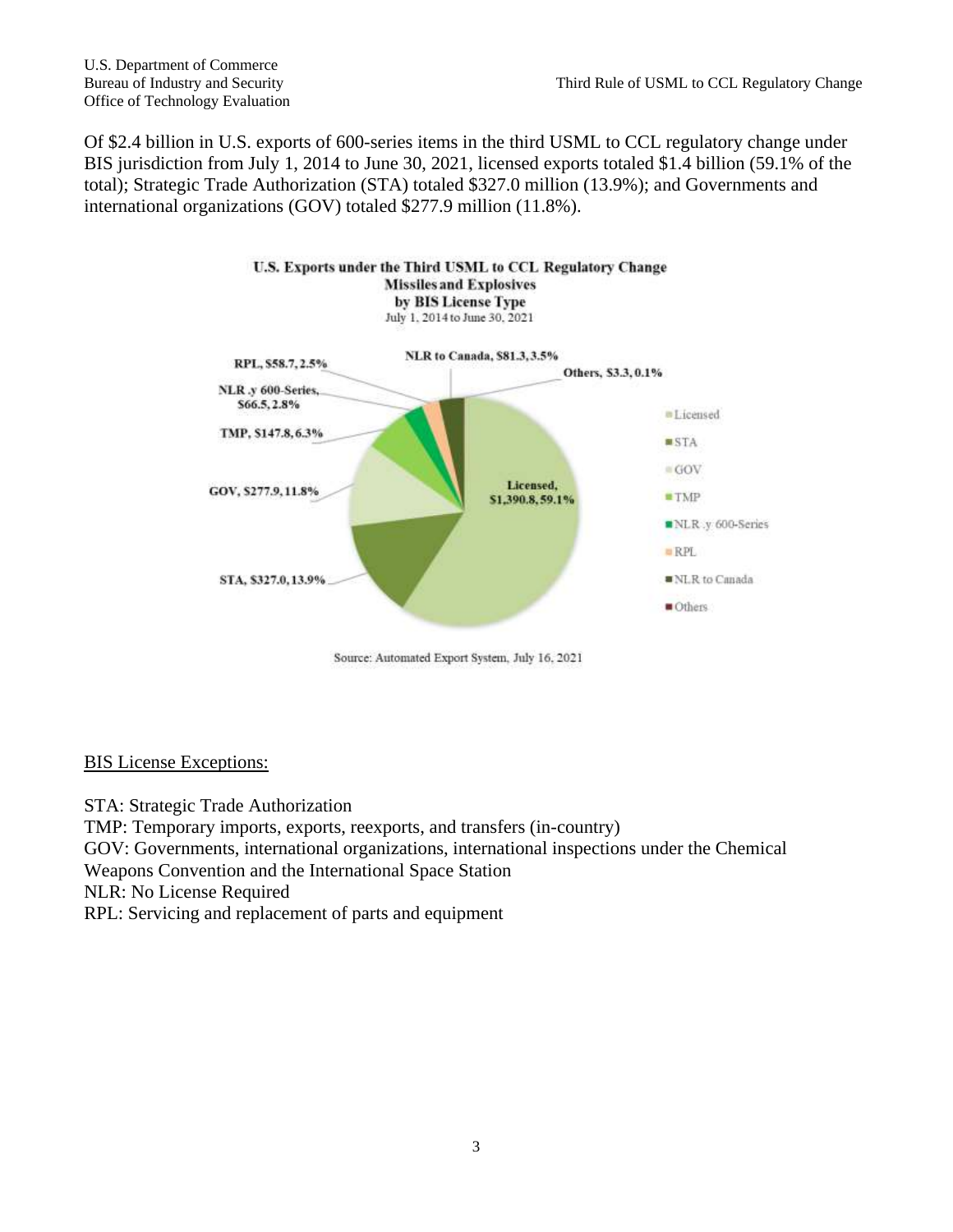Of $2.4 billion in U.S. exports of 600-series items in the third USML to CCL regulatory change under BIS jurisdiction from July 1, 2014 to June 30, 2021, licensed exports totaled $1.4 billion (59.1% of the total); Strategic Trade Authorization (STA) totaled $327.0 million (13.9%); and Governments and international organizations (GOV) totaled $277.9 million (11.8%).

**U.S. Exports under the Third USML to CCL Regulatory Change**
**Missiles and Explosives**
**by BIS License Type**
July 1, 2014 to June 30, 2021

RPL, $58.7, 2.5%
NLR to Canada, $81.3, 3.5%
Others, $3.3, 0.1%
NLR .y 600-Series, $66.5, 2.8%
TMP, $147.8, 6.3%
GOV, $277.9, 11.8%
Licensed, $1,390.8, 59.1%
STA, $327.0, 13.9%

Licensed
STA
GOV
TMP
NLR .y 600-Series
RPL
NLR to Canada
Others

Source: Automated Export System, July 16, 2021

BIS License Exceptions:

STA: Strategic Trade Authorization
TMP: Temporary imports, exports, reexports, and transfers (in-country)
GOV: Governments, international organizations, international inspections under the Chemical Weapons Convention and the International Space Station
NLR: No License Required
RPL: Servicing and replacement of parts and equipment